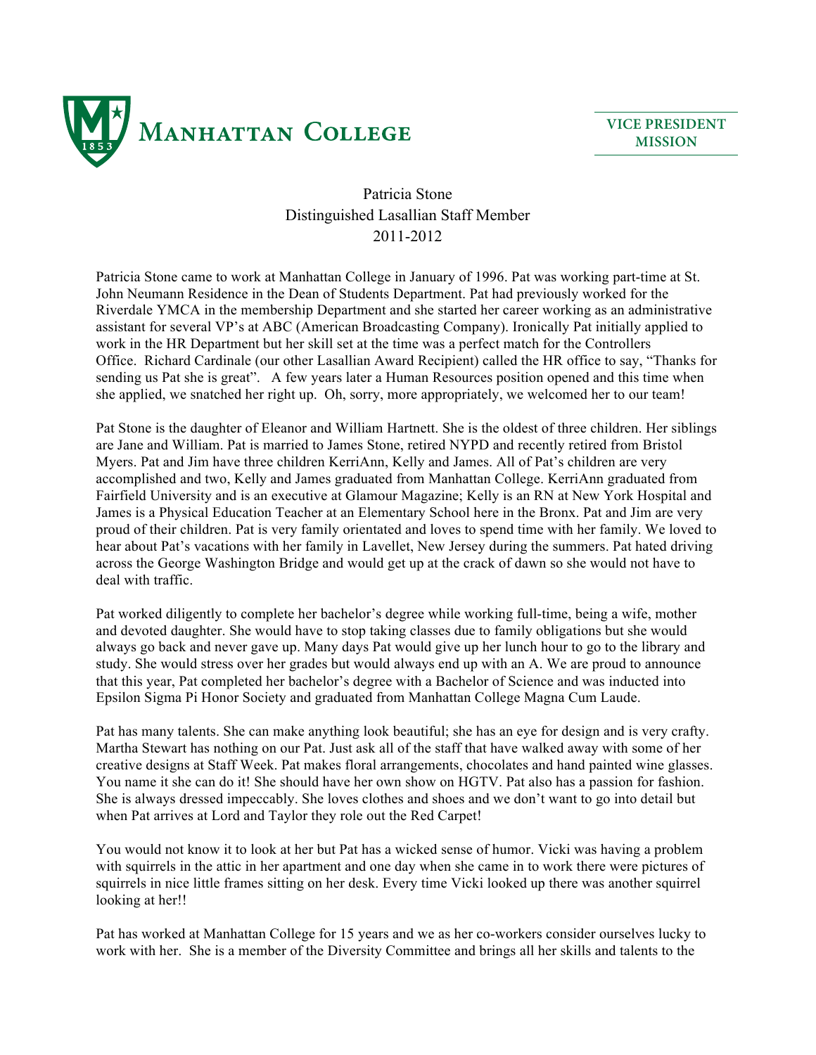Manhattan College

VICE PRESIDENT
MISSION

Patricia Stone
Distinguished Lasallian Staff Member
2011-2012

Patricia Stone came to work at Manhattan College in January of 1996. Pat was working part-time at St. John Neumann Residence in the Dean of Students Department. Pat had previously worked for the Riverdale YMCA in the membership Department and she started her career working as an administrative assistant for several VP's at ABC (American Broadcasting Company). Ironically Pat initially applied to work in the HR Department but her skill set at the time was a perfect match for the Controllers Office. Richard Cardinale (our other Lasallian Award Recipient) called the HR office to say, "Thanks for sending us Pat she is great". A few years later a Human Resources position opened and this time when she applied, we snatched her right up. Oh, sorry, more appropriately, we welcomed her to our team!

Pat Stone is the daughter of Eleanor and William Hartnett. She is the oldest of three children. Her siblings are Jane and William. Pat is married to James Stone, retired NYPD and recently retired from Bristol Myers. Pat and Jim have three children KerriAnn, Kelly and James. All of Pat's children are very accomplished and two, Kelly and James graduated from Manhattan College. KerriAnn graduated from Fairfield University and is an executive at Glamour Magazine; Kelly is an RN at New York Hospital and James is a Physical Education Teacher at an Elementary School here in the Bronx. Pat and Jim are very proud of their children. Pat is very family orientated and loves to spend time with her family. We loved to hear about Pat's vacations with her family in Lavellet, New Jersey during the summers. Pat hated driving across the George Washington Bridge and would get up at the crack of dawn so she would not have to deal with traffic.

Pat worked diligently to complete her bachelor's degree while working full-time, being a wife, mother and devoted daughter. She would have to stop taking classes due to family obligations but she would always go back and never gave up. Many days Pat would give up her lunch hour to go to the library and study. She would stress over her grades but would always end up with an A. We are proud to announce that this year, Pat completed her bachelor's degree with a Bachelor of Science and was inducted into Epsilon Sigma Pi Honor Society and graduated from Manhattan College Magna Cum Laude.

Pat has many talents. She can make anything look beautiful; she has an eye for design and is very crafty. Martha Stewart has nothing on our Pat. Just ask all of the staff that have walked away with some of her creative designs at Staff Week. Pat makes floral arrangements, chocolates and hand painted wine glasses. You name it she can do it! She should have her own show on HGTV. Pat also has a passion for fashion. She is always dressed impeccably. She loves clothes and shoes and we don't want to go into detail but when Pat arrives at Lord and Taylor they role out the Red Carpet!

You would not know it to look at her but Pat has a wicked sense of humor. Vicki was having a problem with squirrels in the attic in her apartment and one day when she came in to work there were pictures of squirrels in nice little frames sitting on her desk. Every time Vicki looked up there was another squirrel looking at her!!

Pat has worked at Manhattan College for 15 years and we as her co-workers consider ourselves lucky to work with her. She is a member of the Diversity Committee and brings all her skills and talents to the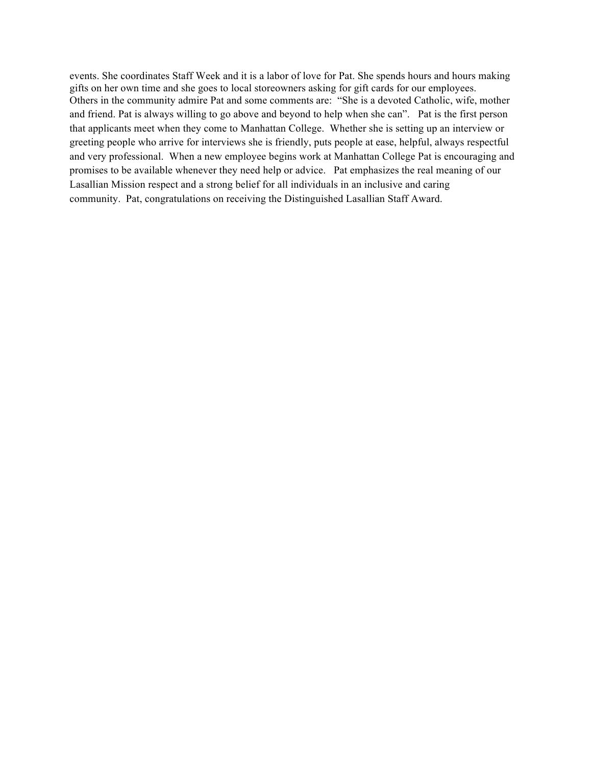events. She coordinates Staff Week and it is a labor of love for Pat. She spends hours and hours making gifts on her own time and she goes to local storeowners asking for gift cards for our employees. Others in the community admire Pat and some comments are: "She is a devoted Catholic, wife, mother and friend. Pat is always willing to go above and beyond to help when she can". Pat is the first person that applicants meet when they come to Manhattan College. Whether she is setting up an interview or greeting people who arrive for interviews she is friendly, puts people at ease, helpful, always respectful and very professional. When a new employee begins work at Manhattan College Pat is encouraging and promises to be available whenever they need help or advice. Pat emphasizes the real meaning of our Lasallian Mission respect and a strong belief for all individuals in an inclusive and caring community. Pat, congratulations on receiving the Distinguished Lasallian Staff Award.